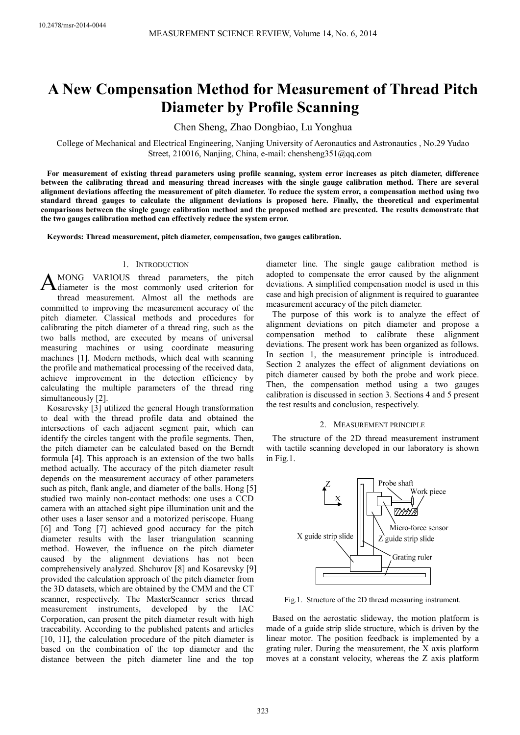# A New Compensation Method for Measurement of Thread Pitch Diameter by Profile Scanning

Chen Sheng, Zhao Dongbiao, Lu Yonghua

College of Mechanical and Electrical Engineering, Nanjing University of Aeronautics and Astronautics , No.29 Yudao Street, 210016, Nanjing, China, e-mail: chensheng351@qq.com

**For measurement of existing thread parameters using profile scanning, system error increases as pitch diameter, difference between the calibrating thread and measuring thread increases with the single gauge calibration method. There are several alignment deviations affecting the measurement of pitch diameter. To reduce the system error, a compensation method using two standard thread gauges to calculate the alignment deviations is proposed here. Finally, the theoretical and experimental comparisons between the single gauge calibration method and the proposed method are presented. The results demonstrate that the two gauges calibration method can effectively reduce the system error.**

**Keywords: Thread measurement, pitch diameter, compensation, two gauges calibration.**

## 1. Introduction

AMONG VARIOUS thread parameters, the pitch diameter is the most commonly used criterion for thread measurement. Almost all the methods are committed to improving the measurement accuracy of the pitch diameter. Classical methods and procedures for calibrating the pitch diameter of a thread ring, such as the two balls method, are executed by means of universal measuring machines or using coordinate measuring machines [1]. Modern methods, which deal with scanning the profile and mathematical processing of the received data, achieve improvement in the detection efficiency by calculating the multiple parameters of the thread ring simultaneously [2].

Kosarevsky [3] utilized the general Hough transformation to deal with the thread profile data and obtained the intersections of each adjacent segment pair, which can identify the circles tangent with the profile segments. Then, the pitch diameter can be calculated based on the Berndt formula [4]. This approach is an extension of the two balls method actually. The accuracy of the pitch diameter result depends on the measurement accuracy of other parameters such as pitch, flank angle, and diameter of the balls. Hong [5] studied two mainly non-contact methods: one uses a CCD camera with an attached sight pipe illumination unit and the other uses a laser sensor and a motorized periscope. Huang [6] and Tong [7] achieved good accuracy for the pitch diameter results with the laser triangulation scanning method. However, the influence on the pitch diameter caused by the alignment deviations has not been comprehensively analyzed. Shchurov [8] and Kosarevsky [9] provided the calculation approach of the pitch diameter from the 3D datasets, which are obtained by the CMM and the CT scanner, respectively. The MasterScanner series thread measurement instruments, developed by the IAC Corporation, can present the pitch diameter result with high traceability. According to the published patents and articles [10, 11], the calculation procedure of the pitch diameter is based on the combination of the top diameter and the distance between the pitch diameter line and the top diameter line. The single gauge calibration method is adopted to compensate the error caused by the alignment deviations. A simplified compensation model is used in this case and high precision of alignment is required to guarantee measurement accuracy of the pitch diameter.

The purpose of this work is to analyze the effect of alignment deviations on pitch diameter and propose a compensation method to calibrate these alignment deviations. The present work has been organized as follows. In section 1, the measurement principle is introduced. Section 2 analyzes the effect of alignment deviations on pitch diameter caused by both the probe and work piece. Then, the compensation method using a two gauges calibration is discussed in section 3. Sections 4 and 5 present the test results and conclusion, respectively.

## 2. Measurement principle

The structure of the 2D thread measurement instrument with tactile scanning developed in our laboratory is shown in Fig.1.

Fig.1. Structure of the 2D thread measuring instrument.

Based on the aerostatic slideway, the motion platform is made of a guide strip slide structure, which is driven by the linear motor. The position feedback is implemented by a grating ruler. During the measurement, the X axis platform moves at a constant velocity, whereas the Z axis platform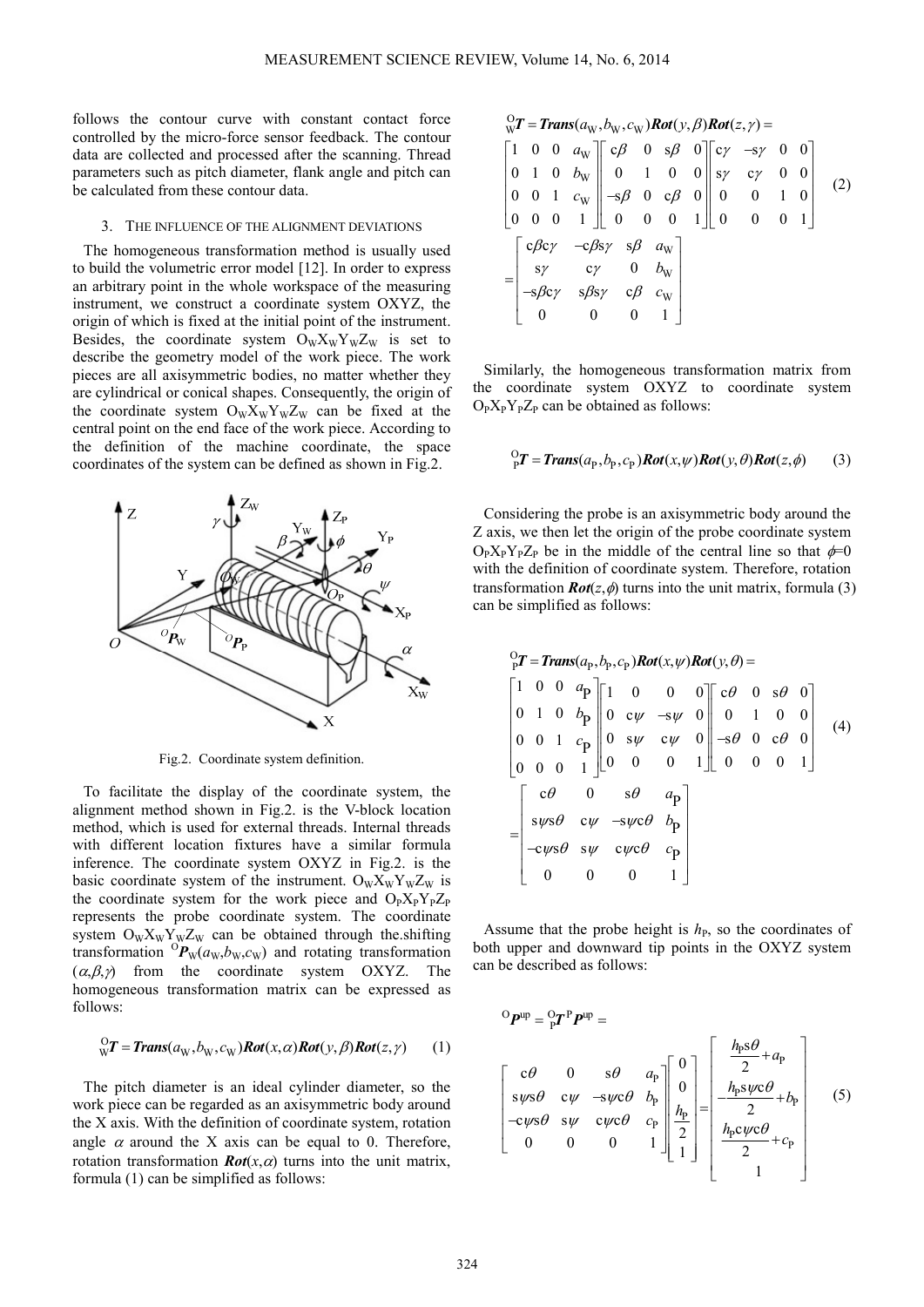follows the contour curve with constant contact force controlled by the micro-force sensor feedback. The contour data are collected and processed after the scanning. Thread parameters such as pitch diameter, flank angle and pitch can be calculated from these contour data.

## 3. THE INFLUENCE OF THE ALIGNMENT DEVIATIONS

The homogeneous transformation method is usually used to build the volumetric error model [12]. In order to express an arbitrary point in the whole workspace of the measuring instrument, we construct a coordinate system OXYZ, the origin of which is fixed at the initial point of the instrument. Besides, the coordinate system $O_WX_WY_WZ_W$ is set to describe the geometry model of the work piece. The work pieces are all axisymmetric bodies, no matter whether they are cylindrical or conical shapes. Consequently, the origin of the coordinate system $O_WX_WY_WZ_W$ can be fixed at the central point on the end face of the work piece. According to the definition of the machine coordinate, the space coordinates of the system can be defined as shown in Fig.2.

Fig.2. Coordinate system definition.

To facilitate the display of the coordinate system, the alignment method shown in Fig.2. is the V-block location method, which is used for external threads. Internal threads with different location fixtures have a similar formula inference. The coordinate system OXYZ in Fig.2. is the basic coordinate system of the instrument. $O_WX_WY_WZ_W$ is the coordinate system for the work piece and $O_PX_PY_PZ_P$ represents the probe coordinate system. The coordinate system $O_WX_WY_WZ_W$ can be obtained through the shifting transformation ${}^{O}\boldsymbol{P}_W(a_W,b_W,c_W)$ and rotating transformation $(\alpha,\beta,\gamma)$ from the coordinate system OXYZ. The homogeneous transformation matrix can be expressed as follows:

$$ {}^{O}_{W}\boldsymbol{T} = \boldsymbol{Trans}(a_W,b_W,c_W)\boldsymbol{Rot}(x,\alpha)\boldsymbol{Rot}(y,\beta)\boldsymbol{Rot}(z,\gamma) \tag{1} $$

The pitch diameter is an ideal cylinder diameter, so the work piece can be regarded as an axisymmetric body around the X axis. With the definition of coordinate system, rotation angle $\alpha$ around the X axis can be equal to 0. Therefore, rotation transformation $\boldsymbol{Rot}(x,\alpha)$ turns into the unit matrix, formula (1) can be simplified as follows:

$$ {}^{O}_{W}\boldsymbol{T} = \boldsymbol{Trans}(a_W,b_W,c_W)\boldsymbol{Rot}(y,\beta)\boldsymbol{Rot}(z,\gamma) = \begin{bmatrix} 1 & 0 & 0 & a_W \\ 0 & 1 & 0 & b_W \\ 0 & 0 & 1 & c_W \\ 0 & 0 & 0 & 1 \end{bmatrix} \begin{bmatrix} c\beta & 0 & s\beta & 0 \\ 0 & 1 & 0 & 0 \\ -s\beta & 0 & c\beta & 0 \\ 0 & 0 & 0 & 1 \end{bmatrix} \begin{bmatrix} c\gamma & -s\gamma & 0 & 0 \\ s\gamma & c\gamma & 0 & 0 \\ 0 & 0 & 1 & 0 \\ 0 & 0 & 0 & 1 \end{bmatrix} = \begin{bmatrix} c\beta c\gamma & -c\beta s\gamma & s\beta & a_W \\ s\gamma & c\gamma & 0 & b_W \\ -s\beta c\gamma & s\beta s\gamma & c\beta & c_W \\ 0 & 0 & 0 & 1 \end{bmatrix} \tag{2} $$

Similarly, the homogeneous transformation matrix from the coordinate system OXYZ to coordinate system $O_PX_PY_PZ_P$ can be obtained as follows:

$$ {}^{O}_{P}\boldsymbol{T} = \boldsymbol{Trans}(a_P,b_P,c_P)\boldsymbol{Rot}(x,\psi)\boldsymbol{Rot}(y,\theta)\boldsymbol{Rot}(z,\phi) \tag{3} $$

Considering the probe is an axisymmetric body around the Z axis, we then let the origin of the probe coordinate system $O_PX_PY_PZ_P$ be in the middle of the central line so that $\phi=0$ with the definition of coordinate system. Therefore, rotation transformation $\boldsymbol{Rot}(z,\phi)$ turns into the unit matrix, formula (3) can be simplified as follows:

$$ {}^{O}_{P}\boldsymbol{T} = \boldsymbol{Trans}(a_P,b_P,c_P)\boldsymbol{Rot}(x,\psi)\boldsymbol{Rot}(y,\theta) = \begin{bmatrix} 1 & 0 & 0 & a_P \\ 0 & 1 & 0 & b_P \\ 0 & 0 & 1 & c_P \\ 0 & 0 & 0 & 1 \end{bmatrix} \begin{bmatrix} 1 & 0 & 0 & 0 \\ 0 & c\psi & -s\psi & 0 \\ 0 & s\psi & c\psi & 0 \\ 0 & 0 & 0 & 1 \end{bmatrix} \begin{bmatrix} c\theta & 0 & s\theta & 0 \\ 0 & 1 & 0 & 0 \\ -s\theta & 0 & c\theta & 0 \\ 0 & 0 & 0 & 1 \end{bmatrix} = \begin{bmatrix} c\theta & 0 & s\theta & a_P \\ s\psi s\theta & c\psi & -s\psi c\theta & b_P \\ -c\psi s\theta & s\psi & c\psi c\theta & c_P \\ 0 & 0 & 0 & 1 \end{bmatrix} \tag{4} $$

Assume that the probe height is $h_P$, so the coordinates of both upper and downward tip points in the OXYZ system can be described as follows:

$$ {}^{O}\boldsymbol{P}^{up} = {}^{O}_{P}\boldsymbol{T}\,{}^{P}\boldsymbol{P}^{up} = \begin{bmatrix} c\theta & 0 & s\theta & a_P \\ s\psi s\theta & c\psi & -s\psi c\theta & b_P \\ -c\psi s\theta & s\psi & c\psi c\theta & c_P \\ 0 & 0 & 0 & 1 \end{bmatrix} \begin{bmatrix} 0 \\ 0 \\ \frac{h_P}{2} \\ 1 \end{bmatrix} = \begin{bmatrix} \frac{h_P s\theta}{2} + a_P \\ -\frac{h_P s\psi c\theta}{2} + b_P \\ \frac{h_P c\psi c\theta}{2} + c_P \\ 1 \end{bmatrix} \tag{5} $$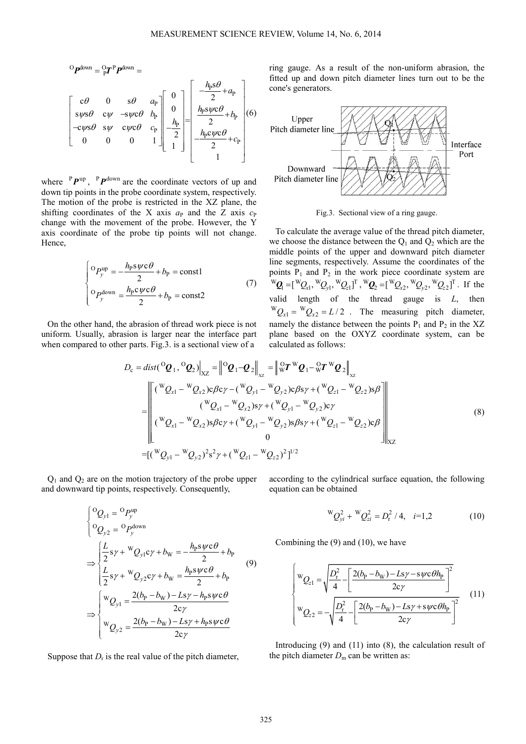$$
{}^{\mathrm{O}}\boldsymbol{P}^{\mathrm{down}} = {}^{\mathrm{O}}_{\mathrm{P}}\boldsymbol{T}\,{}^{\mathrm{P}}\boldsymbol{P}^{\mathrm{down}} = \begin{bmatrix} \mathrm{c}\theta & 0 & \mathrm{s}\theta & a_{\mathrm{P}} \\ \mathrm{s}\psi\mathrm{s}\theta & \mathrm{c}\psi & -\mathrm{s}\psi\mathrm{c}\theta & b_{\mathrm{P}} \\ -\mathrm{c}\psi\mathrm{s}\theta & \mathrm{s}\psi & \mathrm{c}\psi\mathrm{c}\theta & c_{\mathrm{P}} \\ 0 & 0 & 0 & 1 \end{bmatrix} \begin{bmatrix} 0 \\ 0 \\ -\dfrac{h_{\mathrm{P}}}{2} \\ 1 \end{bmatrix} = \begin{bmatrix} -\dfrac{h_{\mathrm{P}}\mathrm{s}\theta}{2} + a_{\mathrm{P}} \\ \dfrac{h_{\mathrm{P}}\mathrm{s}\psi\mathrm{c}\theta}{2} + b_{\mathrm{P}} \\ -\dfrac{h_{\mathrm{P}}\mathrm{c}\psi\mathrm{c}\theta}{2} + c_{\mathrm{P}} \\ 1 \end{bmatrix} \tag{6}
$$

where ${}^{\mathrm{P}}\boldsymbol{P}^{\mathrm{up}}$, ${}^{\mathrm{P}}\boldsymbol{P}^{\mathrm{down}}$ are the coordinate vectors of up and down tip points in the probe coordinate system, respectively. The motion of the probe is restricted in the XZ plane, the shifting coordinates of the X axis $a_{\mathrm{P}}$ and the Z axis $c_{\mathrm{P}}$ change with the movement of the probe. However, the Y axis coordinate of the probe tip points will not change. Hence,

$$
\begin{cases} {}^{\mathrm{O}}P_y^{\mathrm{up}} = -\dfrac{h_{\mathrm{P}}\mathrm{s}\psi\mathrm{c}\theta}{2} + b_{\mathrm{P}} = \mathrm{const1} \\ {}^{\mathrm{O}}P_y^{\mathrm{down}} = \dfrac{h_{\mathrm{P}}\mathrm{c}\psi\mathrm{c}\theta}{2} + b_{\mathrm{P}} = \mathrm{const2} \end{cases} \tag{7}
$$

On the other hand, the abrasion of thread work piece is not uniform. Usually, abrasion is larger near the interface part when compared to other parts. Fig.3. is a sectional view of a ring gauge. As a result of the non-uniform abrasion, the fitted up and down pitch diameter lines turn out to be the cone's generators.

Fig.3. Sectional view of a ring gauge.

To calculate the average value of the thread pitch diameter, we choose the distance between the $\mathrm{Q}_1$ and $\mathrm{Q}_2$ which are the middle points of the upper and downward pitch diameter line segments, respectively. Assume the coordinates of the points $\mathrm{P}_1$ and $\mathrm{P}_2$ in the work piece coordinate system are ${}^{\mathrm{W}}\boldsymbol{Q}_1 = [{}^{\mathrm{W}}Q_{x1}, {}^{\mathrm{W}}Q_{y1}, {}^{\mathrm{W}}Q_{z1}]^{\mathrm{T}}$, ${}^{\mathrm{W}}\boldsymbol{Q}_2 = [{}^{\mathrm{W}}Q_{x2}, {}^{\mathrm{W}}Q_{y2}, {}^{\mathrm{W}}Q_{z2}]^{\mathrm{T}}$. If the valid length of the thread gauge is $L$, then ${}^{\mathrm{W}}Q_{x1} = {}^{\mathrm{W}}Q_{x2} = L/2$. The measuring pitch diameter, namely the distance between the points $\mathrm{P}_1$ and $\mathrm{P}_2$ in the XZ plane based on the OXYZ coordinate system, can be calculated as follows:

$$
\begin{aligned}
D_{\mathrm{c}} &= dist({}^{\mathrm{O}}\boldsymbol{Q}_1, {}^{\mathrm{O}}\boldsymbol{Q}_2)\big|_{\mathrm{XZ}} = \left\| {}^{\mathrm{O}}\boldsymbol{Q}_1 - \boldsymbol{Q}_2 \right\|_{\mathrm{xz}} = \left\| {}^{\mathrm{O}}_{\mathrm{W}}\boldsymbol{T}\,{}^{\mathrm{W}}\boldsymbol{Q}_1 - {}^{\mathrm{O}}_{\mathrm{W}}\boldsymbol{T}\,{}^{\mathrm{W}}\boldsymbol{Q}_2 \right\|_{\mathrm{xz}} \\
&= \left\| \begin{bmatrix} ({}^{\mathrm{W}}Q_{x1} - {}^{\mathrm{W}}Q_{x2})\mathrm{c}\beta\mathrm{c}\gamma - ({}^{\mathrm{W}}Q_{y1} - {}^{\mathrm{W}}Q_{y2})\mathrm{c}\beta\mathrm{s}\gamma + ({}^{\mathrm{W}}Q_{z1} - {}^{\mathrm{W}}Q_{z2})\mathrm{s}\beta \\ ({}^{\mathrm{W}}Q_{x1} - {}^{\mathrm{W}}Q_{x2})\mathrm{s}\gamma + ({}^{\mathrm{W}}Q_{y1} - {}^{\mathrm{W}}Q_{y2})\mathrm{c}\gamma \\ ({}^{\mathrm{W}}Q_{x1} - {}^{\mathrm{W}}Q_{x2})\mathrm{s}\beta\mathrm{c}\gamma + ({}^{\mathrm{W}}Q_{y1} - {}^{\mathrm{W}}Q_{y2})\mathrm{s}\beta\mathrm{s}\gamma + ({}^{\mathrm{W}}Q_{z1} - {}^{\mathrm{W}}Q_{z2})\mathrm{c}\beta \\ 0 \end{bmatrix} \right\|_{\mathrm{XZ}} \\
&= [({}^{\mathrm{W}}Q_{y1} - {}^{\mathrm{W}}Q_{y2})^2\mathrm{s}^2\gamma + ({}^{\mathrm{W}}Q_{z1} - {}^{\mathrm{W}}Q_{z2})^2]^{1/2}
\end{aligned} \tag{8}
$$

$\mathrm{Q}_1$ and $\mathrm{Q}_2$ are on the motion trajectory of the probe upper and downward tip points, respectively. Consequently,

$$
\begin{cases} {}^{\mathrm{O}}Q_{y1} = {}^{\mathrm{O}}P_y^{\mathrm{up}} \\ {}^{\mathrm{O}}Q_{y2} = {}^{\mathrm{O}}P_y^{\mathrm{down}} \end{cases}
\Rightarrow
\begin{cases} \dfrac{L}{2}\mathrm{s}\gamma + {}^{\mathrm{W}}Q_{y1}\mathrm{c}\gamma + b_{\mathrm{W}} = -\dfrac{h_{\mathrm{P}}\mathrm{s}\psi\mathrm{c}\theta}{2} + b_{\mathrm{P}} \\ \dfrac{L}{2}\mathrm{s}\gamma + {}^{\mathrm{W}}Q_{y2}\mathrm{c}\gamma + b_{\mathrm{W}} = \dfrac{h_{\mathrm{P}}\mathrm{s}\psi\mathrm{c}\theta}{2} + b_{\mathrm{P}} \end{cases}
\Rightarrow
\begin{cases} {}^{\mathrm{W}}Q_{y1} = \dfrac{2(b_{\mathrm{P}} - b_{\mathrm{W}}) - L\mathrm{s}\gamma - h_{\mathrm{P}}\mathrm{s}\psi\mathrm{c}\theta}{2\mathrm{c}\gamma} \\ {}^{\mathrm{W}}Q_{y2} = \dfrac{2(b_{\mathrm{P}} - b_{\mathrm{W}}) - L\mathrm{s}\gamma + h_{\mathrm{P}}\mathrm{s}\psi\mathrm{c}\theta}{2\mathrm{c}\gamma} \end{cases} \tag{9}
$$

Suppose that $D_{\mathrm{r}}$ is the real value of the pitch diameter, according to the cylindrical surface equation, the following equation can be obtained

$$
{}^{\mathrm{W}}Q_{yi}^2 + {}^{\mathrm{W}}Q_{zi}^2 = D_{\mathrm{r}}^2/4, \quad i=1,2 \tag{10}
$$

Combining the (9) and (10), we have

$$
\begin{cases} {}^{\mathrm{W}}Q_{z1} = \sqrt{\dfrac{D_{\mathrm{r}}^2}{4} - \left[\dfrac{2(b_{\mathrm{P}} - b_{\mathrm{W}}) - L\mathrm{s}\gamma - \mathrm{s}\psi\mathrm{c}\theta h_{\mathrm{P}}}{2\mathrm{c}\gamma}\right]^2} \\ {}^{\mathrm{W}}Q_{z2} = -\sqrt{\dfrac{D_{\mathrm{r}}^2}{4} - \left[\dfrac{2(b_{\mathrm{P}} - b_{\mathrm{W}}) - L\mathrm{s}\gamma + \mathrm{s}\psi\mathrm{c}\theta h_{\mathrm{P}}}{2\mathrm{c}\gamma}\right]^2} \end{cases} \tag{11}
$$

Introducing (9) and (11) into (8), the calculation result of the pitch diameter $D_{\mathrm{m}}$ can be written as: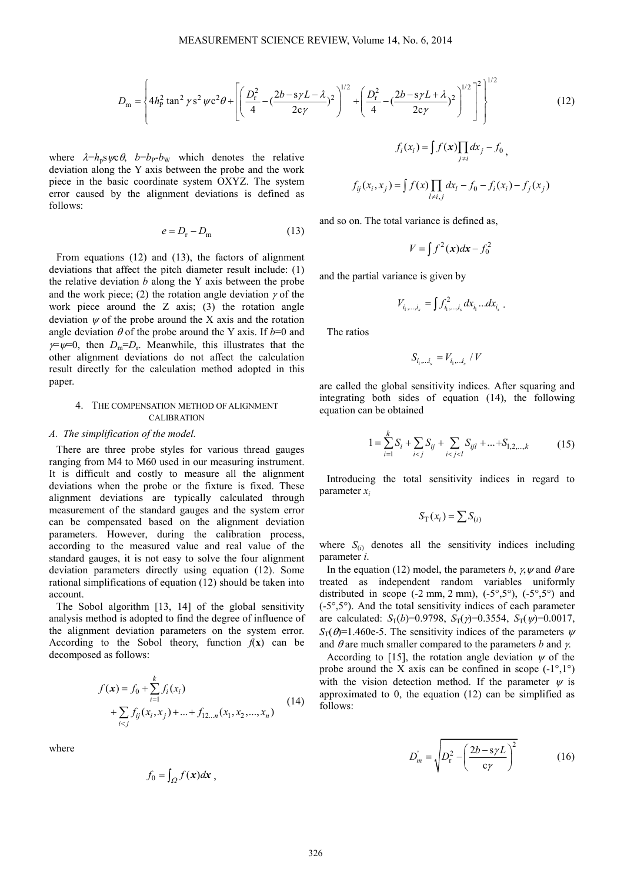$$D_{\rm m}=\left\{4h_{\rm P}^2\tan^2\gamma\,{\rm s}^2\psi\,{\rm c}^2\theta+\left[\left(\frac{D_{\rm r}^2}{4}-(\frac{2b-{\rm s}\gamma L-\lambda}{2{\rm c}\gamma})^2\right)^{1/2}+\left(\frac{D_{\rm r}^2}{4}-(\frac{2b-{\rm s}\gamma L+\lambda}{2{\rm c}\gamma})^2\right)^{1/2}\right]^2\right\}^{1/2} \tag{12}$$

where $\lambda=h_{\rm P}{\rm s}\psi{\rm c}\theta$, $b=b_{\rm P}-b_{\rm W}$ which denotes the relative deviation along the Y axis between the probe and the work piece in the basic coordinate system OXYZ. The system error caused by the alignment deviations is defined as follows:

$$e=D_{\rm r}-D_{\rm m} \tag{13}$$

From equations (12) and (13), the factors of alignment deviations that affect the pitch diameter result include: (1) the relative deviation $b$ along the Y axis between the probe and the work piece; (2) the rotation angle deviation $\gamma$ of the work piece around the Z axis; (3) the rotation angle deviation $\psi$ of the probe around the X axis and the rotation angle deviation $\theta$ of the probe around the Y axis. If $b$=0 and $\gamma=\psi$=0, then $D_{\rm m}=D_{\rm r}$. Meanwhile, this illustrates that the other alignment deviations do not affect the calculation result directly for the calculation method adopted in this paper.

## 4. The compensation method of alignment calibration

### *A. The simplification of the model.*

There are three probe styles for various thread gauges ranging from M4 to M60 used in our measuring instrument. It is difficult and costly to measure all the alignment deviations when the probe or the fixture is fixed. These alignment deviations are typically calculated through measurement of the standard gauges and the system error can be compensated based on the alignment deviation parameters. However, during the calibration process, according to the measured value and real value of the standard gauges, it is not easy to solve the four alignment deviation parameters directly using equation (12). Some rational simplifications of equation (12) should be taken into account.

The Sobol algorithm [13, 14] of the global sensitivity analysis method is adopted to find the degree of influence of the alignment deviation parameters on the system error. According to the Sobol theory, function $f(\boldsymbol{x})$ can be decomposed as follows:

$$f(\boldsymbol{x})=f_0+\sum_{i=1}^{k}f_i(x_i)+\sum_{i<j}f_{ij}(x_i,x_j)+...+f_{12...n}(x_1,x_2,...,x_n) \tag{14}$$

where

$$f_0=\int_{\Omega}f(\boldsymbol{x})d\boldsymbol{x}\,,$$

$$f_i(x_i)=\int f(\boldsymbol{x})\prod_{j\neq i}dx_j-f_0\,,$$

$$f_{ij}(x_i,x_j)=\int f(x)\prod_{l\neq i,j}dx_l-f_0-f_i(x_i)-f_j(x_j)$$

and so on. The total variance is defined as,

$$V=\int f^2(\boldsymbol{x})d\boldsymbol{x}-f_0^2$$

and the partial variance is given by

$$V_{i_1,...,i_s}=\int f_{i_1,...,i_s}^2\,dx_{i_1}...dx_{i_s}\,.$$

The ratios

$$S_{i_1...i_s}=V_{i_1,...i_s}/V$$

are called the global sensitivity indices. After squaring and integrating both sides of equation (14), the following equation can be obtained

$$1=\sum_{i=1}^{k}S_i+\sum_{i<j}S_{ij}+\sum_{i<j<l}S_{ijl}+...+S_{1,2,...,k} \tag{15}$$

Introducing the total sensitivity indices in regard to parameter $x_i$

$$S_{\rm T}(x_i)=\sum S_{(i)}$$

where $S_{(i)}$ denotes all the sensitivity indices including parameter $i$.

In the equation (12) model, the parameters $b$, $\gamma$, $\psi$ and $\theta$ are treated as independent random variables uniformly distributed in scope (-2 mm, 2 mm), (-5°,5°), (-5°,5°) and (-5°,5°). And the total sensitivity indices of each parameter are calculated: $S_{\rm T}(b)$=0.9798, $S_{\rm T}(\gamma)$=0.3554, $S_{\rm T}(\psi)$=0.0017, $S_{\rm T}(\theta)$=1.460e-5. The sensitivity indices of the parameters $\psi$ and $\theta$ are much smaller compared to the parameters $b$ and $\gamma$.

According to [15], the rotation angle deviation $\psi$ of the probe around the X axis can be confined in scope (-1°,1°) with the vision detection method. If the parameter $\psi$ is approximated to 0, the equation (12) can be simplified as follows:

$$D_m^{'}=\sqrt{D_{\rm r}^2-\left(\frac{2b-{\rm s}\gamma L}{{\rm c}\gamma}\right)^2} \tag{16}$$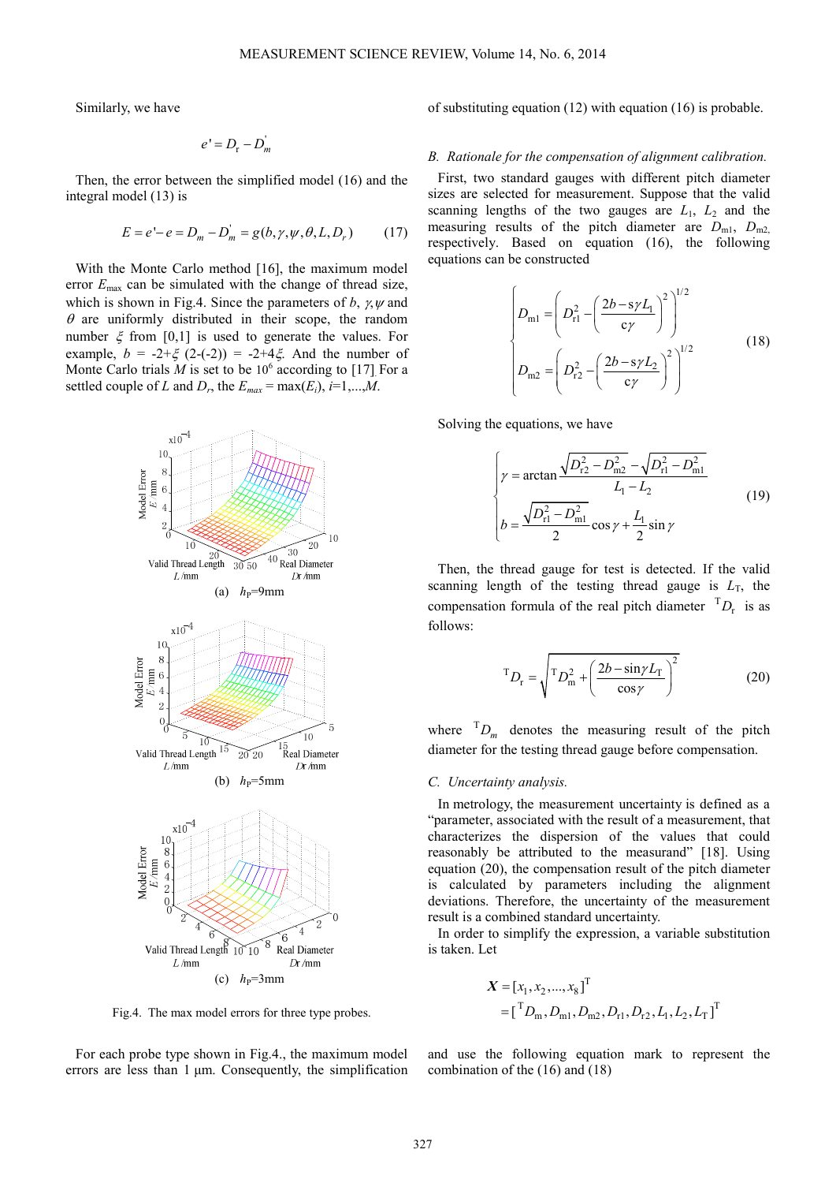Similarly, we have

$$e' = D_r - D_m^{'}$$

Then, the error between the simplified model (16) and the integral model (13) is

$$E = e' - e = D_m - D_m^{'} = g(b, \gamma, \psi, \theta, L, D_r) \tag{17}$$

With the Monte Carlo method [16], the maximum model error $E_{max}$ can be simulated with the change of thread size, which is shown in Fig.4. Since the parameters of $b$, $\gamma$, $\psi$ and $\theta$ are uniformly distributed in their scope, the random number $\xi$ from [0,1] is used to generate the values. For example, $b = -2+\xi\ (2-(-2)) = -2+4\xi$. And the number of Monte Carlo trials $M$ is set to be $10^6$ according to [17]. For a settled couple of $L$ and $D_r$, the $E_{max} = \max(E_i)$, $i$=1,...,$M$.

(a) $h_P$=9mm

(b) $h_P$=5mm

(c) $h_P$=3mm

Fig.4. The max model errors for three type probes.

For each probe type shown in Fig.4., the maximum model errors are less than 1 μm. Consequently, the simplification of substituting equation (12) with equation (16) is probable.

## B. Rationale for the compensation of alignment calibration.

First, two standard gauges with different pitch diameter sizes are selected for measurement. Suppose that the valid scanning lengths of the two gauges are $L_1$, $L_2$ and the measuring results of the pitch diameter are $D_{m1}$, $D_{m2}$, respectively. Based on equation (16), the following equations can be constructed

$$\begin{cases} D_{m1} = \left( D_{r1}^2 - \left( \dfrac{2b - s\gamma L_1}{c\gamma} \right)^2 \right)^{1/2} \\ D_{m2} = \left( D_{r2}^2 - \left( \dfrac{2b - s\gamma L_2}{c\gamma} \right)^2 \right)^{1/2} \end{cases} \tag{18}$$

Solving the equations, we have

$$\begin{cases} \gamma = \arctan \dfrac{\sqrt{D_{r2}^2 - D_{m2}^2} - \sqrt{D_{r1}^2 - D_{m1}^2}}{L_1 - L_2} \\ b = \dfrac{\sqrt{D_{r1}^2 - D_{m1}^2}}{2} \cos\gamma + \dfrac{L_1}{2} \sin\gamma \end{cases} \tag{19}$$

Then, the thread gauge for test is detected. If the valid scanning length of the testing thread gauge is $L_T$, the compensation formula of the real pitch diameter ${}^{T}D_r$ is as follows:

$${}^{T}D_r = \sqrt{{}^{T}D_m^2 + \left( \frac{2b - \sin\gamma L_T}{\cos\gamma} \right)^2} \tag{20}$$

where ${}^{T}D_m$ denotes the measuring result of the pitch diameter for the testing thread gauge before compensation.

## C. Uncertainty analysis.

In metrology, the measurement uncertainty is defined as a "parameter, associated with the result of a measurement, that characterizes the dispersion of the values that could reasonably be attributed to the measurand" [18]. Using equation (20), the compensation result of the pitch diameter is calculated by parameters including the alignment deviations. Therefore, the uncertainty of the measurement result is a combined standard uncertainty.

In order to simplify the expression, a variable substitution is taken. Let

$$\begin{aligned} \boldsymbol{X} &= [x_1, x_2, ..., x_8]^T \\ &= [{}^{T}D_m, D_{m1}, D_{m2}, D_{r1}, D_{r2}, L_1, L_2, L_T]^T \end{aligned}$$

and use the following equation mark to represent the combination of the (16) and (18)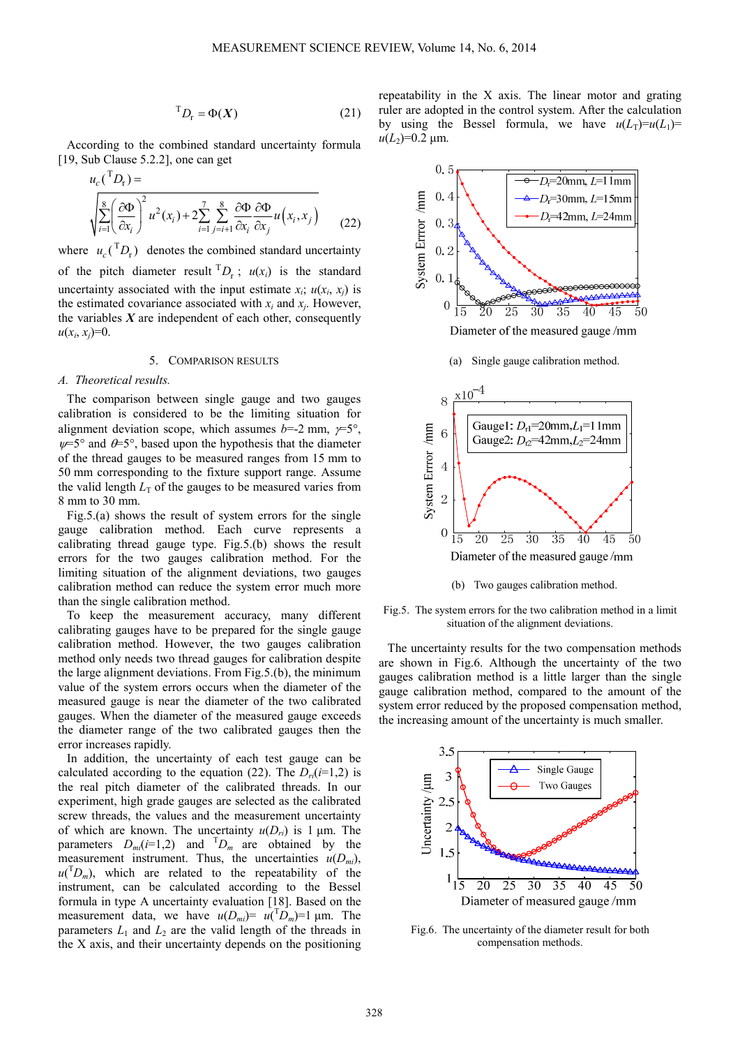$$^{\mathrm{T}}D_{\mathrm{r}} = \Phi(\boldsymbol{X}) \tag{21}$$

According to the combined standard uncertainty formula [19, Sub Clause 5.2.2], one can get

$$u_c(^{\mathrm{T}}D_{\mathrm{r}}) = \sqrt{\sum_{i=1}^{8}\left(\frac{\partial \Phi}{\partial x_i}\right)^2 u^2(x_i) + 2\sum_{i=1}^{7}\sum_{j=i+1}^{8}\frac{\partial \Phi}{\partial x_i}\frac{\partial \Phi}{\partial x_j}u\left(x_i, x_j\right)} \tag{22}$$

where $u_c(^{\mathrm{T}}D_{\mathrm{r}})$ denotes the combined standard uncertainty of the pitch diameter result $^{\mathrm{T}}D_{\mathrm{r}}$; $u(x_i)$ is the standard uncertainty associated with the input estimate $x_i$; $u(x_i, x_j)$ is the estimated covariance associated with $x_i$ and $x_j$. However, the variables $\boldsymbol{X}$ are independent of each other, consequently $u(x_i, x_j)=0$.

## 5. Comparison results

### *A. Theoretical results.*

The comparison between single gauge and two gauges calibration is considered to be the limiting situation for alignment deviation scope, which assumes $b$=-2 mm, $\gamma$=5°, $\psi$=5° and $\theta$=5°, based upon the hypothesis that the diameter of the thread gauges to be measured ranges from 15 mm to 50 mm corresponding to the fixture support range. Assume the valid length $L_{\mathrm{T}}$ of the gauges to be measured varies from 8 mm to 30 mm.

Fig.5.(a) shows the result of system errors for the single gauge calibration method. Each curve represents a calibrating thread gauge type. Fig.5.(b) shows the result errors for the two gauges calibration method. For the limiting situation of the alignment deviations, two gauges calibration method can reduce the system error much more than the single calibration method.

To keep the measurement accuracy, many different calibrating gauges have to be prepared for the single gauge calibration method. However, the two gauges calibration method only needs two thread gauges for calibration despite the large alignment deviations. From Fig.5.(b), the minimum value of the system errors occurs when the diameter of the measured gauge is near the diameter of the two calibrated gauges. When the diameter of the measured gauge exceeds the diameter range of the two calibrated gauges then the error increases rapidly.

In addition, the uncertainty of each test gauge can be calculated according to the equation (22). The $D_{ri}(i$=1,2) is the real pitch diameter of the calibrated threads. In our experiment, high grade gauges are selected as the calibrated screw threads, the values and the measurement uncertainty of which are known. The uncertainty $u(D_{ri})$ is 1 μm. The parameters $D_{mi}(i$=1,2) and $^{\mathrm{T}}D_m$ are obtained by the measurement instrument. Thus, the uncertainties $u(D_{mi})$, $u(^{\mathrm{T}}D_m)$, which are related to the repeatability of the instrument, can be calculated according to the Bessel formula in type A uncertainty evaluation [18]. Based on the measurement data, we have $u(D_{mi})$= $u(^{\mathrm{T}}D_m)$=1 μm. The parameters $L_1$ and $L_2$ are the valid length of the threads in the X axis, and their uncertainty depends on the positioning repeatability in the X axis. The linear motor and grating ruler are adopted in the control system. After the calculation by using the Bessel formula, we have $u(L_{\mathrm{T}})$=$u(L_1)$= $u(L_2)$=0.2 μm.

(a) Single gauge calibration method.

(b) Two gauges calibration method.

Fig.5. The system errors for the two calibration method in a limit situation of the alignment deviations.

The uncertainty results for the two compensation methods are shown in Fig.6. Although the uncertainty of the two gauges calibration method is a little larger than the single gauge calibration method, compared to the amount of the system error reduced by the proposed compensation method, the increasing amount of the uncertainty is much smaller.

Fig.6. The uncertainty of the diameter result for both compensation methods.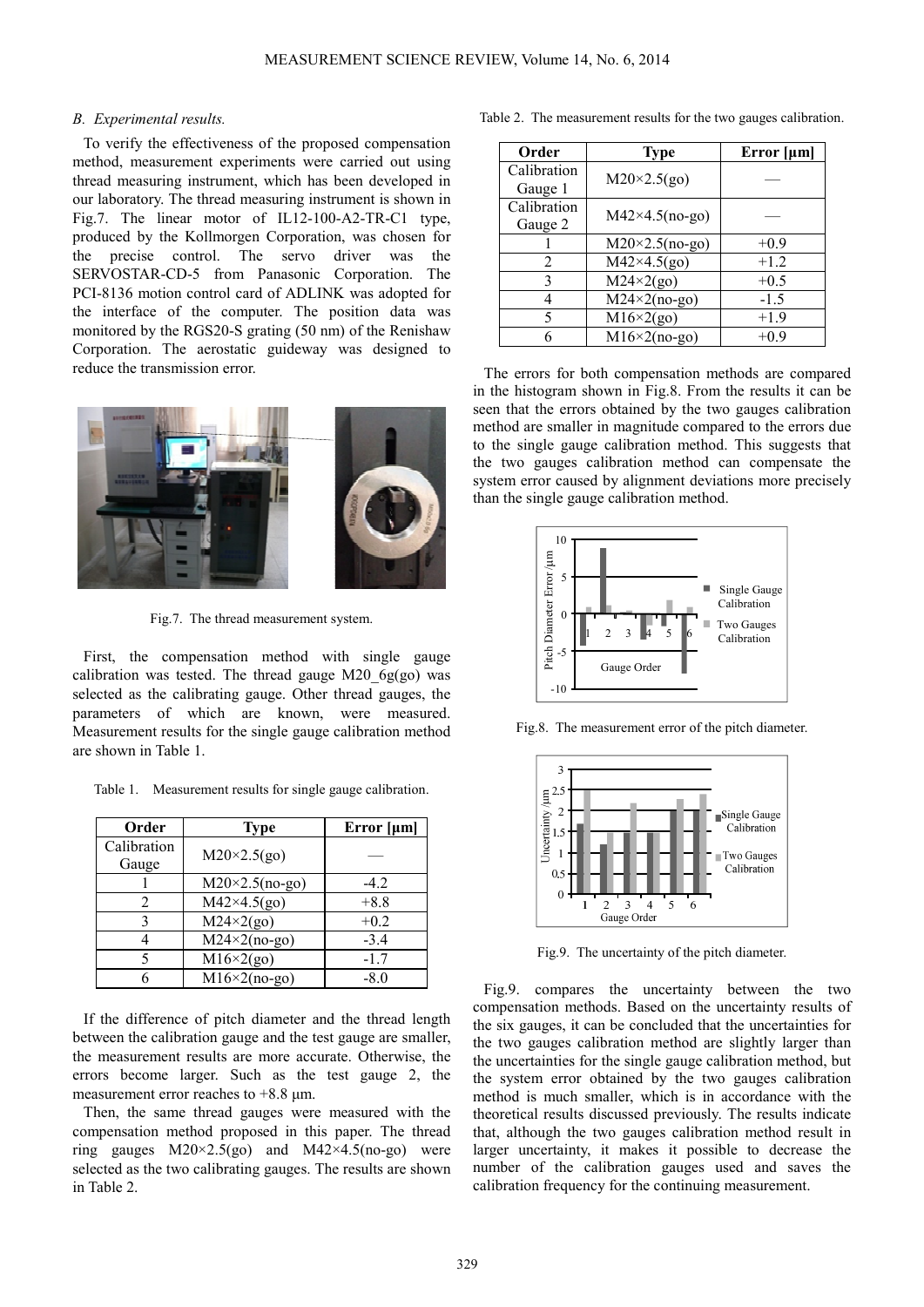### B. Experimental results.

To verify the effectiveness of the proposed compensation method, measurement experiments were carried out using thread measuring instrument, which has been developed in our laboratory. The thread measuring instrument is shown in Fig.7. The linear motor of IL12-100-A2-TR-C1 type, produced by the Kollmorgen Corporation, was chosen for the precise control. The servo driver was the SERVOSTAR-CD-5 from Panasonic Corporation. The PCI-8136 motion control card of ADLINK was adopted for the interface of the computer. The position data was monitored by the RGS20-S grating (50 nm) of the Renishaw Corporation. The aerostatic guideway was designed to reduce the transmission error.

Fig.7. The thread measurement system.

First, the compensation method with single gauge calibration was tested. The thread gauge M20_6g(go) was selected as the calibrating gauge. Other thread gauges, the parameters of which are known, were measured. Measurement results for the single gauge calibration method are shown in Table 1.

Table 1. Measurement results for single gauge calibration.

| Order | Type | Error [μm] |
|---|---|---|
| Calibration Gauge | M20×2.5(go) | — |
| 1 | M20×2.5(no-go) | -4.2 |
| 2 | M42×4.5(go) | +8.8 |
| 3 | M24×2(go) | +0.2 |
| 4 | M24×2(no-go) | -3.4 |
| 5 | M16×2(go) | -1.7 |
| 6 | M16×2(no-go) | -8.0 |

If the difference of pitch diameter and the thread length between the calibration gauge and the test gauge are smaller, the measurement results are more accurate. Otherwise, the errors become larger. Such as the test gauge 2, the measurement error reaches to +8.8 μm.

Then, the same thread gauges were measured with the compensation method proposed in this paper. The thread ring gauges M20×2.5(go) and M42×4.5(no-go) were selected as the two calibrating gauges. The results are shown in Table 2.

Table 2. The measurement results for the two gauges calibration.

| Order | Type | Error [μm] |
|---|---|---|
| Calibration Gauge 1 | M20×2.5(go) | — |
| Calibration Gauge 2 | M42×4.5(no-go) | — |
| 1 | M20×2.5(no-go) | +0.9 |
| 2 | M42×4.5(go) | +1.2 |
| 3 | M24×2(go) | +0.5 |
| 4 | M24×2(no-go) | -1.5 |
| 5 | M16×2(go) | +1.9 |
| 6 | M16×2(no-go) | +0.9 |

The errors for both compensation methods are compared in the histogram shown in Fig.8. From the results it can be seen that the errors obtained by the two gauges calibration method are smaller in magnitude compared to the errors due to the single gauge calibration method. This suggests that the two gauges calibration method can compensate the system error caused by alignment deviations more precisely than the single gauge calibration method.

Fig.8. The measurement error of the pitch diameter.

Fig.9. The uncertainty of the pitch diameter.

Fig.9. compares the uncertainty between the two compensation methods. Based on the uncertainty results of the six gauges, it can be concluded that the uncertainties for the two gauges calibration method are slightly larger than the uncertainties for the single gauge calibration method, but the system error obtained by the two gauges calibration method is much smaller, which is in accordance with the theoretical results discussed previously. The results indicate that, although the two gauges calibration method result in larger uncertainty, it makes it possible to decrease the number of the calibration gauges used and saves the calibration frequency for the continuing measurement.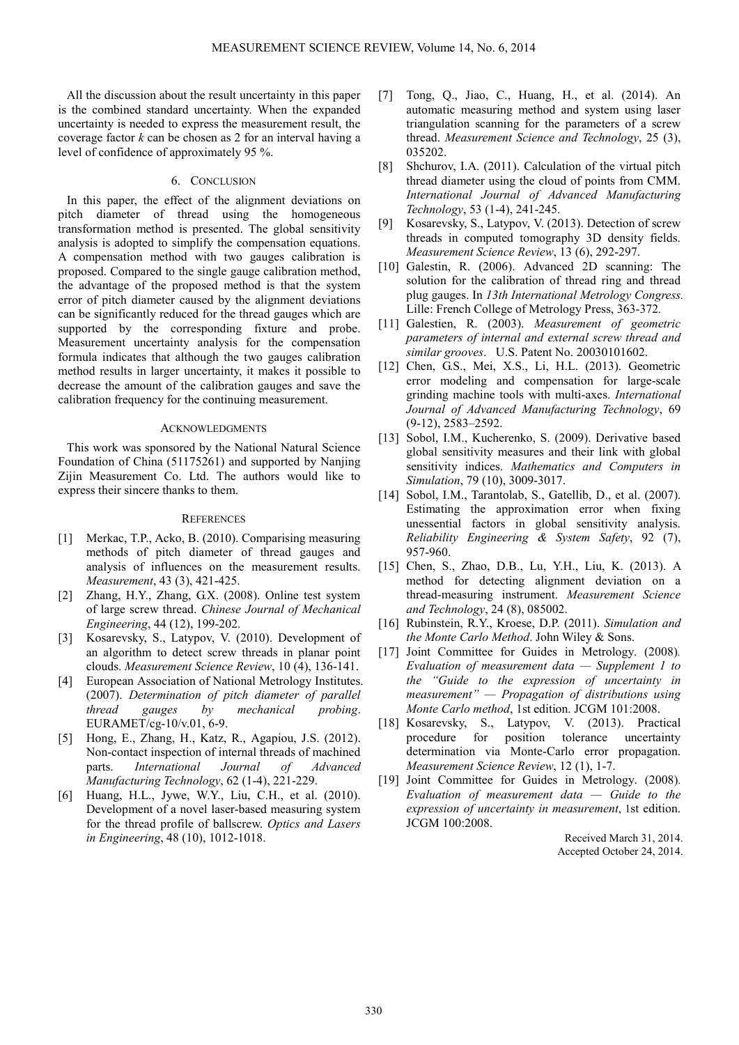All the discussion about the result uncertainty in this paper is the combined standard uncertainty. When the expanded uncertainty is needed to express the measurement result, the coverage factor *k* can be chosen as 2 for an interval having a level of confidence of approximately 95 %.

## 6. Conclusion

In this paper, the effect of the alignment deviations on pitch diameter of thread using the homogeneous transformation method is presented. The global sensitivity analysis is adopted to simplify the compensation equations. A compensation method with two gauges calibration is proposed. Compared to the single gauge calibration method, the advantage of the proposed method is that the system error of pitch diameter caused by the alignment deviations can be significantly reduced for the thread gauges which are supported by the corresponding fixture and probe. Measurement uncertainty analysis for the compensation formula indicates that although the two gauges calibration method results in larger uncertainty, it makes it possible to decrease the amount of the calibration gauges and save the calibration frequency for the continuing measurement.

## Acknowledgments

This work was sponsored by the National Natural Science Foundation of China (51175261) and supported by Nanjing Zijin Measurement Co. Ltd. The authors would like to express their sincere thanks to them.

## References

[1] Merkac, T.P., Acko, B. (2010). Comparising measuring methods of pitch diameter of thread gauges and analysis of influences on the measurement results. *Measurement*, 43 (3), 421-425.

[2] Zhang, H.Y., Zhang, G.X. (2008). Online test system of large screw thread. *Chinese Journal of Mechanical Engineering*, 44 (12), 199-202.

[3] Kosarevsky, S., Latypov, V. (2010). Development of an algorithm to detect screw threads in planar point clouds. *Measurement Science Review*, 10 (4), 136-141.

[4] European Association of National Metrology Institutes. (2007). *Determination of pitch diameter of parallel thread gauges by mechanical probing*. EURAMET/cg-10/v.01, 6-9.

[5] Hong, E., Zhang, H., Katz, R., Agapiou, J.S. (2012). Non-contact inspection of internal threads of machined parts. *International Journal of Advanced Manufacturing Technology*, 62 (1-4), 221-229.

[6] Huang, H.L., Jywe, W.Y., Liu, C.H., et al. (2010). Development of a novel laser-based measuring system for the thread profile of ballscrew. *Optics and Lasers in Engineering*, 48 (10), 1012-1018.

[7] Tong, Q., Jiao, C., Huang, H., et al. (2014). An automatic measuring method and system using laser triangulation scanning for the parameters of a screw thread. *Measurement Science and Technology*, 25 (3), 035202.

[8] Shchurov, I.A. (2011). Calculation of the virtual pitch thread diameter using the cloud of points from CMM. *International Journal of Advanced Manufacturing Technology*, 53 (1-4), 241-245.

[9] Kosarevsky, S., Latypov, V. (2013). Detection of screw threads in computed tomography 3D density fields. *Measurement Science Review*, 13 (6), 292-297.

[10] Galestin, R. (2006). Advanced 2D scanning: The solution for the calibration of thread ring and thread plug gauges. In *13th International Metrology Congress.* Lille: French College of Metrology Press, 363-372.

[11] Galestien, R. (2003). *Measurement of geometric parameters of internal and external screw thread and similar grooves*. U.S. Patent No. 20030101602.

[12] Chen, G.S., Mei, X.S., Li, H.L. (2013). Geometric error modeling and compensation for large-scale grinding machine tools with multi-axes. *International Journal of Advanced Manufacturing Technology*, 69 (9-12), 2583–2592.

[13] Sobol, I.M., Kucherenko, S. (2009). Derivative based global sensitivity measures and their link with global sensitivity indices. *Mathematics and Computers in Simulation*, 79 (10), 3009-3017.

[14] Sobol, I.M., Tarantolab, S., Gatellib, D., et al. (2007). Estimating the approximation error when fixing unessential factors in global sensitivity analysis. *Reliability Engineering & System Safety*, 92 (7), 957-960.

[15] Chen, S., Zhao, D.B., Lu, Y.H., Liu, K. (2013). A method for detecting alignment deviation on a thread-measuring instrument. *Measurement Science and Technology*, 24 (8), 085002.

[16] Rubinstein, R.Y., Kroese, D.P. (2011). *Simulation and the Monte Carlo Method*. John Wiley & Sons.

[17] Joint Committee for Guides in Metrology. (2008). *Evaluation of measurement data — Supplement 1 to the "Guide to the expression of uncertainty in measurement" — Propagation of distributions using Monte Carlo method*, 1st edition. JCGM 101:2008.

[18] Kosarevsky, S., Latypov, V. (2013). Practical procedure for position tolerance uncertainty determination via Monte-Carlo error propagation. *Measurement Science Review*, 12 (1), 1-7.

[19] Joint Committee for Guides in Metrology. (2008). *Evaluation of measurement data — Guide to the expression of uncertainty in measurement*, 1st edition. JCGM 100:2008.

Received March 31, 2014.
Accepted October 24, 2014.